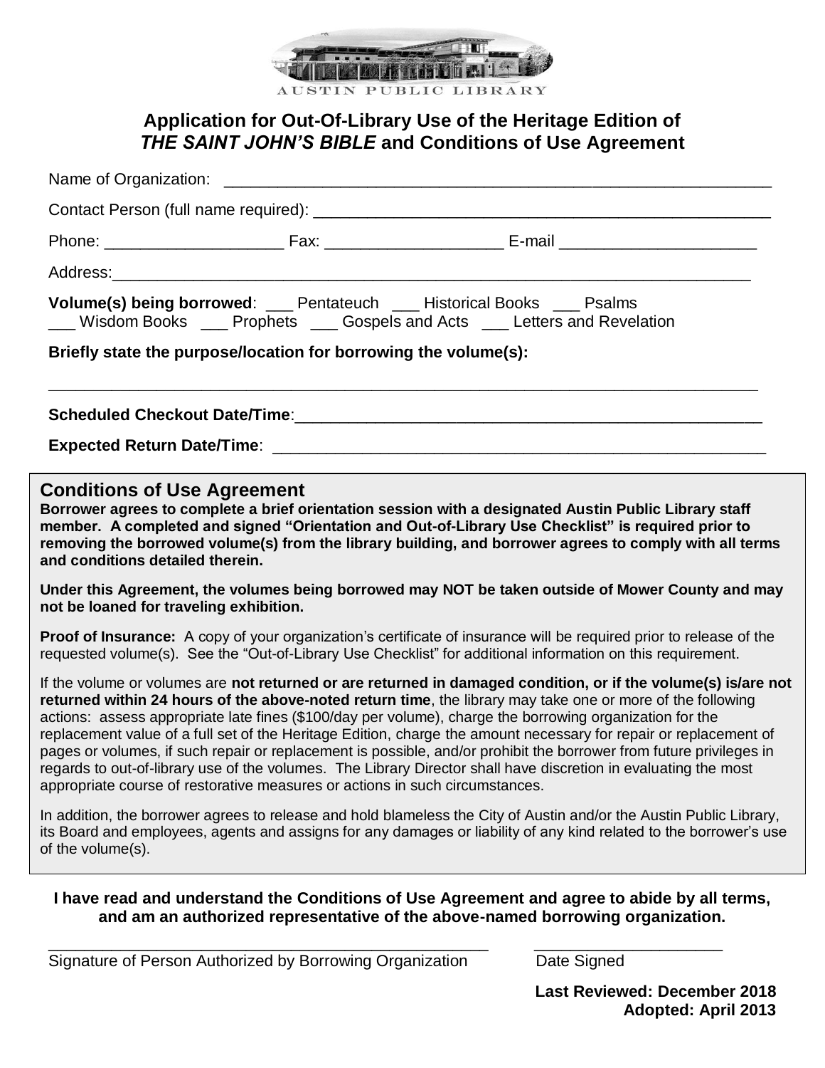AUSTIN PUBLIC LIBRARY

# Application for Out-Of-Library Use of the Heritage Edition of *THE SAINT JOHN'S BIBLE* and Conditions of Use Agreement

Name of Organization: ___________________________________________________________

Contact Person (full name required): ______________________________________________

Phone: ____________________ Fax: ___________________ E-mail ______________________

Address:__________________________________________________________________________

**Volume(s) being borrowed**: ___ Pentateuch ___ Historical Books ___ Psalms
___ Wisdom Books ___ Prophets ___ Gospels and Acts ___ Letters and Revelation

**Briefly state the purpose/location for borrowing the volume(s):**

_______________________________________________________________________________

**Scheduled Checkout Date/Time**:_______________________________________________________

**Expected Return Date/Time**: __________________________________________________________

## Conditions of Use Agreement

**Borrower agrees to complete a brief orientation session with a designated Austin Public Library staff member. A completed and signed "Orientation and Out-of-Library Use Checklist" is required prior to removing the borrowed volume(s) from the library building, and borrower agrees to comply with all terms and conditions detailed therein.**

**Under this Agreement, the volumes being borrowed may NOT be taken outside of Mower County and may not be loaned for traveling exhibition.**

**Proof of Insurance:** A copy of your organization's certificate of insurance will be required prior to release of the requested volume(s). See the "Out-of-Library Use Checklist" for additional information on this requirement.

If the volume or volumes are **not returned or are returned in damaged condition, or if the volume(s) is/are not returned within 24 hours of the above-noted return time**, the library may take one or more of the following actions: assess appropriate late fines ($100/day per volume), charge the borrowing organization for the replacement value of a full set of the Heritage Edition, charge the amount necessary for repair or replacement of pages or volumes, if such repair or replacement is possible, and/or prohibit the borrower from future privileges in regards to out-of-library use of the volumes. The Library Director shall have discretion in evaluating the most appropriate course of restorative measures or actions in such circumstances.

In addition, the borrower agrees to release and hold blameless the City of Austin and/or the Austin Public Library, its Board and employees, agents and assigns for any damages or liability of any kind related to the borrower's use of the volume(s).

**I have read and understand the Conditions of Use Agreement and agree to abide by all terms, and am an authorized representative of the above-named borrowing organization.**

_______________________________________________ ______________________

Signature of Person Authorized by Borrowing Organization Date Signed

**Last Reviewed: December 2018**
**Adopted: April 2013**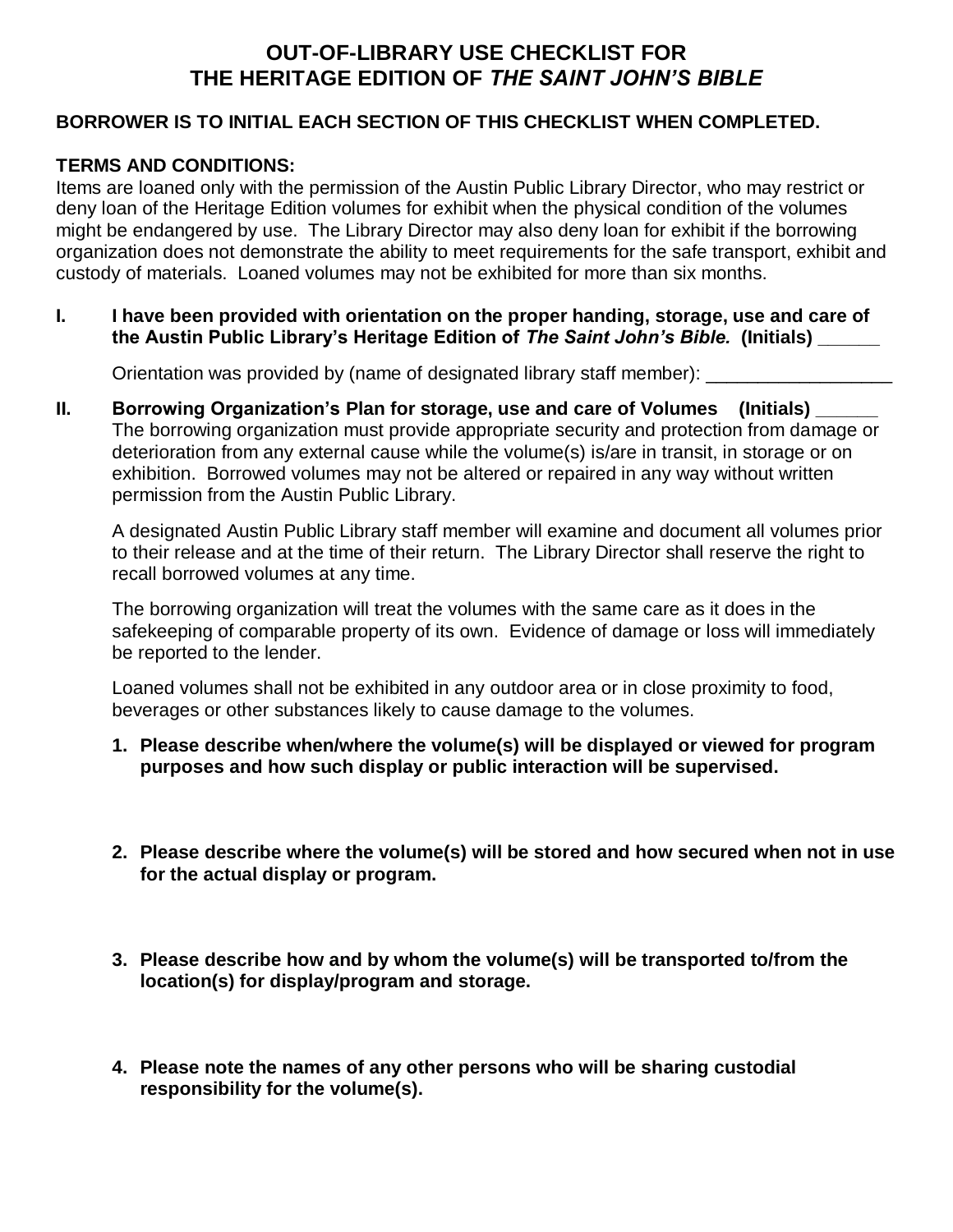# OUT-OF-LIBRARY USE CHECKLIST FOR THE HERITAGE EDITION OF *THE SAINT JOHN'S BIBLE*

**BORROWER IS TO INITIAL EACH SECTION OF THIS CHECKLIST WHEN COMPLETED.**

**TERMS AND CONDITIONS:**

Items are loaned only with the permission of the Austin Public Library Director, who may restrict or deny loan of the Heritage Edition volumes for exhibit when the physical condition of the volumes might be endangered by use. The Library Director may also deny loan for exhibit if the borrowing organization does not demonstrate the ability to meet requirements for the safe transport, exhibit and custody of materials. Loaned volumes may not be exhibited for more than six months.

**I. I have been provided with orientation on the proper handing, storage, use and care of the Austin Public Library's Heritage Edition of *The Saint John's Bible.* (Initials) ______**

Orientation was provided by (name of designated library staff member): __________________

**II. Borrowing Organization's Plan for storage, use and care of Volumes (Initials) ______**

The borrowing organization must provide appropriate security and protection from damage or deterioration from any external cause while the volume(s) is/are in transit, in storage or on exhibition. Borrowed volumes may not be altered or repaired in any way without written permission from the Austin Public Library.

A designated Austin Public Library staff member will examine and document all volumes prior to their release and at the time of their return. The Library Director shall reserve the right to recall borrowed volumes at any time.

The borrowing organization will treat the volumes with the same care as it does in the safekeeping of comparable property of its own. Evidence of damage or loss will immediately be reported to the lender.

Loaned volumes shall not be exhibited in any outdoor area or in close proximity to food, beverages or other substances likely to cause damage to the volumes.

1. **Please describe when/where the volume(s) will be displayed or viewed for program purposes and how such display or public interaction will be supervised.**

2. **Please describe where the volume(s) will be stored and how secured when not in use for the actual display or program.**

3. **Please describe how and by whom the volume(s) will be transported to/from the location(s) for display/program and storage.**

4. **Please note the names of any other persons who will be sharing custodial responsibility for the volume(s).**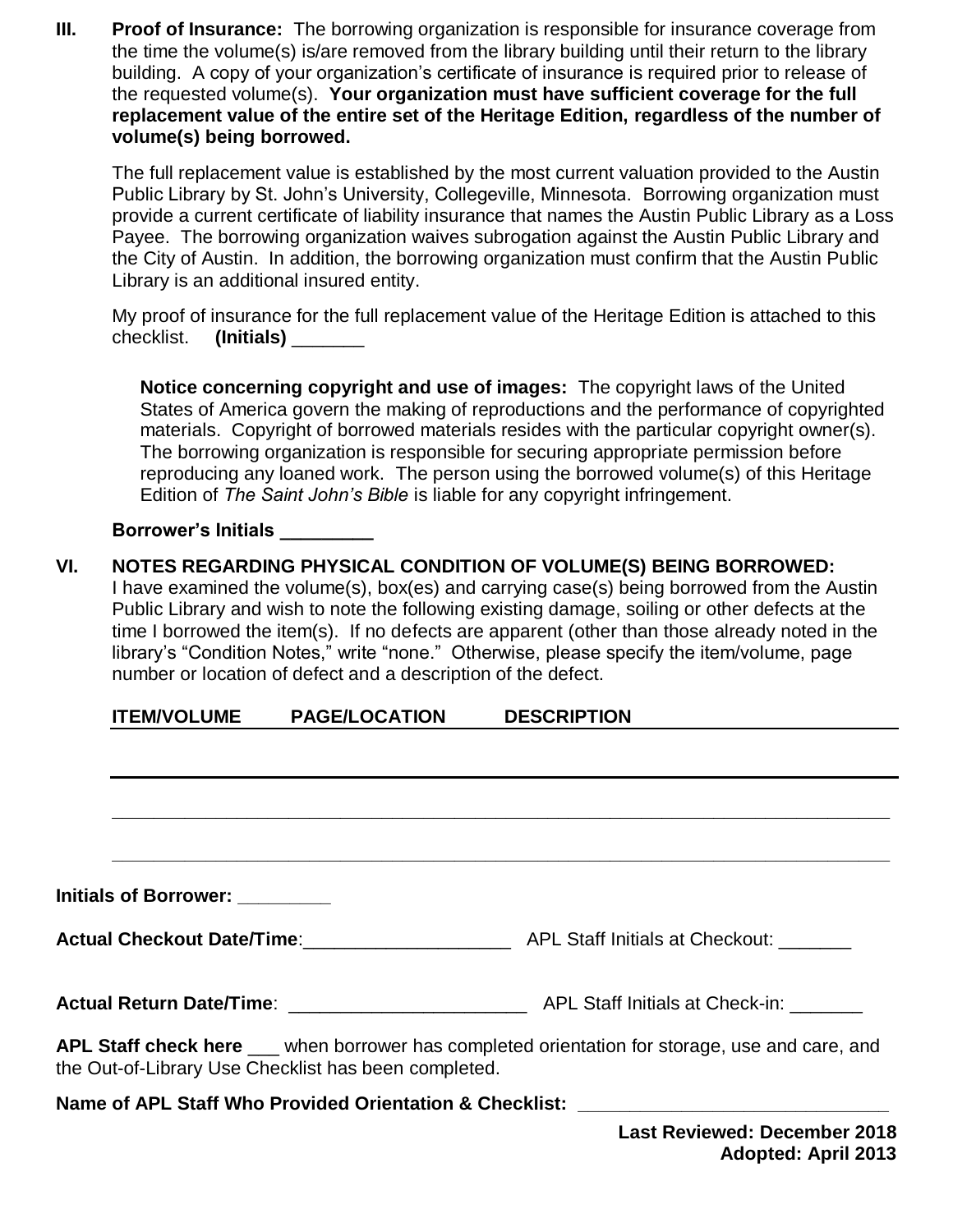**III. Proof of Insurance:** The borrowing organization is responsible for insurance coverage from the time the volume(s) is/are removed from the library building until their return to the library building. A copy of your organization's certificate of insurance is required prior to release of the requested volume(s). **Your organization must have sufficient coverage for the full replacement value of the entire set of the Heritage Edition, regardless of the number of volume(s) being borrowed.**

The full replacement value is established by the most current valuation provided to the Austin Public Library by St. John's University, Collegeville, Minnesota. Borrowing organization must provide a current certificate of liability insurance that names the Austin Public Library as a Loss Payee. The borrowing organization waives subrogation against the Austin Public Library and the City of Austin. In addition, the borrowing organization must confirm that the Austin Public Library is an additional insured entity.

My proof of insurance for the full replacement value of the Heritage Edition is attached to this checklist. **(Initials)** _______

**Notice concerning copyright and use of images:** The copyright laws of the United States of America govern the making of reproductions and the performance of copyrighted materials. Copyright of borrowed materials resides with the particular copyright owner(s). The borrowing organization is responsible for securing appropriate permission before reproducing any loaned work. The person using the borrowed volume(s) of this Heritage Edition of *The Saint John's Bible* is liable for any copyright infringement.

**Borrower's Initials _________**

**VI. NOTES REGARDING PHYSICAL CONDITION OF VOLUME(S) BEING BORROWED:**
I have examined the volume(s), box(es) and carrying case(s) being borrowed from the Austin Public Library and wish to note the following existing damage, soiling or other defects at the time I borrowed the item(s). If no defects are apparent (other than those already noted in the library's "Condition Notes," write "none." Otherwise, please specify the item/volume, page number or location of defect and a description of the defect.

| ITEM/VOLUME | PAGE/LOCATION | DESCRIPTION |
|---|---|---|
| | | |
| | | |
| | | |

**Initials of Borrower:** _________

**Actual Checkout Date/Time**:____________________ APL Staff Initials at Checkout: _______

**Actual Return Date/Time**: ______________________ APL Staff Initials at Check-in: _______

**APL Staff check here** ___ when borrower has completed orientation for storage, use and care, and the Out-of-Library Use Checklist has been completed.

**Name of APL Staff Who Provided Orientation & Checklist:** ______________________________

**Last Reviewed: December 2018**
**Adopted: April 2013**